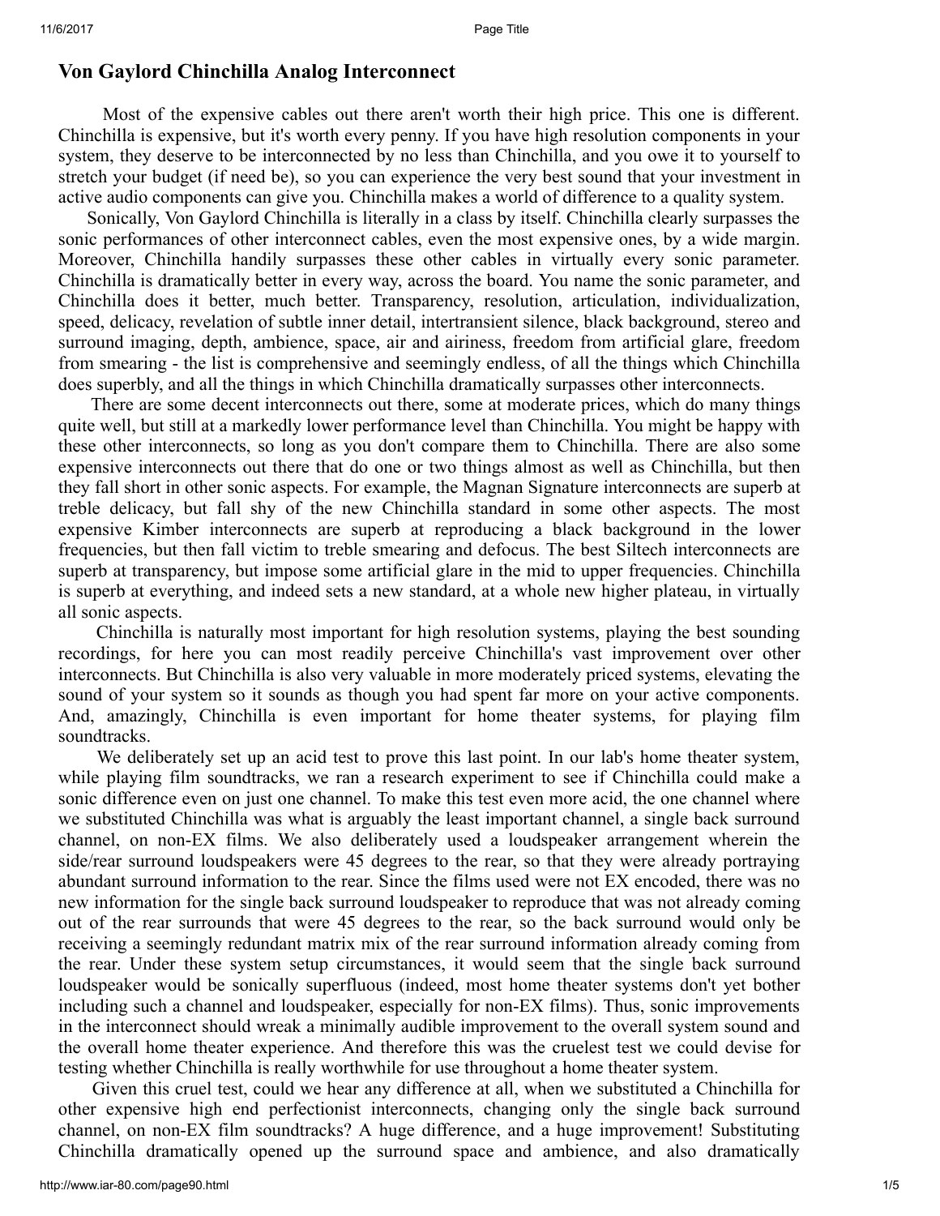## Von Gaylord Chinchilla Analog Interconnect

Most of the expensive cables out there aren't worth their high price. This one is different. Chinchilla is expensive, but it's worth every penny. If you have high resolution components in your system, they deserve to be interconnected by no less than Chinchilla, and you owe it to yourself to stretch your budget (if need be), so you can experience the very best sound that your investment in active audio components can give you. Chinchilla makes a world of difference to a quality system.

Sonically, Von Gaylord Chinchilla is literally in a class by itself. Chinchilla clearly surpasses the sonic performances of other interconnect cables, even the most expensive ones, by a wide margin. Moreover, Chinchilla handily surpasses these other cables in virtually every sonic parameter. Chinchilla is dramatically better in every way, across the board. You name the sonic parameter, and Chinchilla does it better, much better. Transparency, resolution, articulation, individualization, speed, delicacy, revelation of subtle inner detail, intertransient silence, black background, stereo and surround imaging, depth, ambience, space, air and airiness, freedom from artificial glare, freedom from smearing - the list is comprehensive and seemingly endless, of all the things which Chinchilla does superbly, and all the things in which Chinchilla dramatically surpasses other interconnects.

There are some decent interconnects out there, some at moderate prices, which do many things quite well, but still at a markedly lower performance level than Chinchilla. You might be happy with these other interconnects, so long as you don't compare them to Chinchilla. There are also some expensive interconnects out there that do one or two things almost as well as Chinchilla, but then they fall short in other sonic aspects. For example, the Magnan Signature interconnects are superb at treble delicacy, but fall shy of the new Chinchilla standard in some other aspects. The most expensive Kimber interconnects are superb at reproducing a black background in the lower frequencies, but then fall victim to treble smearing and defocus. The best Siltech interconnects are superb at transparency, but impose some artificial glare in the mid to upper frequencies. Chinchilla is superb at everything, and indeed sets a new standard, at a whole new higher plateau, in virtually all sonic aspects.

Chinchilla is naturally most important for high resolution systems, playing the best sounding recordings, for here you can most readily perceive Chinchilla's vast improvement over other interconnects. But Chinchilla is also very valuable in more moderately priced systems, elevating the sound of your system so it sounds as though you had spent far more on your active components. And, amazingly, Chinchilla is even important for home theater systems, for playing film soundtracks.

We deliberately set up an acid test to prove this last point. In our lab's home theater system, while playing film soundtracks, we ran a research experiment to see if Chinchilla could make a sonic difference even on just one channel. To make this test even more acid, the one channel where we substituted Chinchilla was what is arguably the least important channel, a single back surround channel, on non-EX films. We also deliberately used a loudspeaker arrangement wherein the side/rear surround loudspeakers were 45 degrees to the rear, so that they were already portraying abundant surround information to the rear. Since the films used were not EX encoded, there was no new information for the single back surround loudspeaker to reproduce that was not already coming out of the rear surrounds that were 45 degrees to the rear, so the back surround would only be receiving a seemingly redundant matrix mix of the rear surround information already coming from the rear. Under these system setup circumstances, it would seem that the single back surround loudspeaker would be sonically superfluous (indeed, most home theater systems don't yet bother including such a channel and loudspeaker, especially for non-EX films). Thus, sonic improvements in the interconnect should wreak a minimally audible improvement to the overall system sound and the overall home theater experience. And therefore this was the cruelest test we could devise for testing whether Chinchilla is really worthwhile for use throughout a home theater system.

Given this cruel test, could we hear any difference at all, when we substituted a Chinchilla for other expensive high end perfectionist interconnects, changing only the single back surround channel, on non-EX film soundtracks? A huge difference, and a huge improvement! Substituting Chinchilla dramatically opened up the surround space and ambience, and also dramatically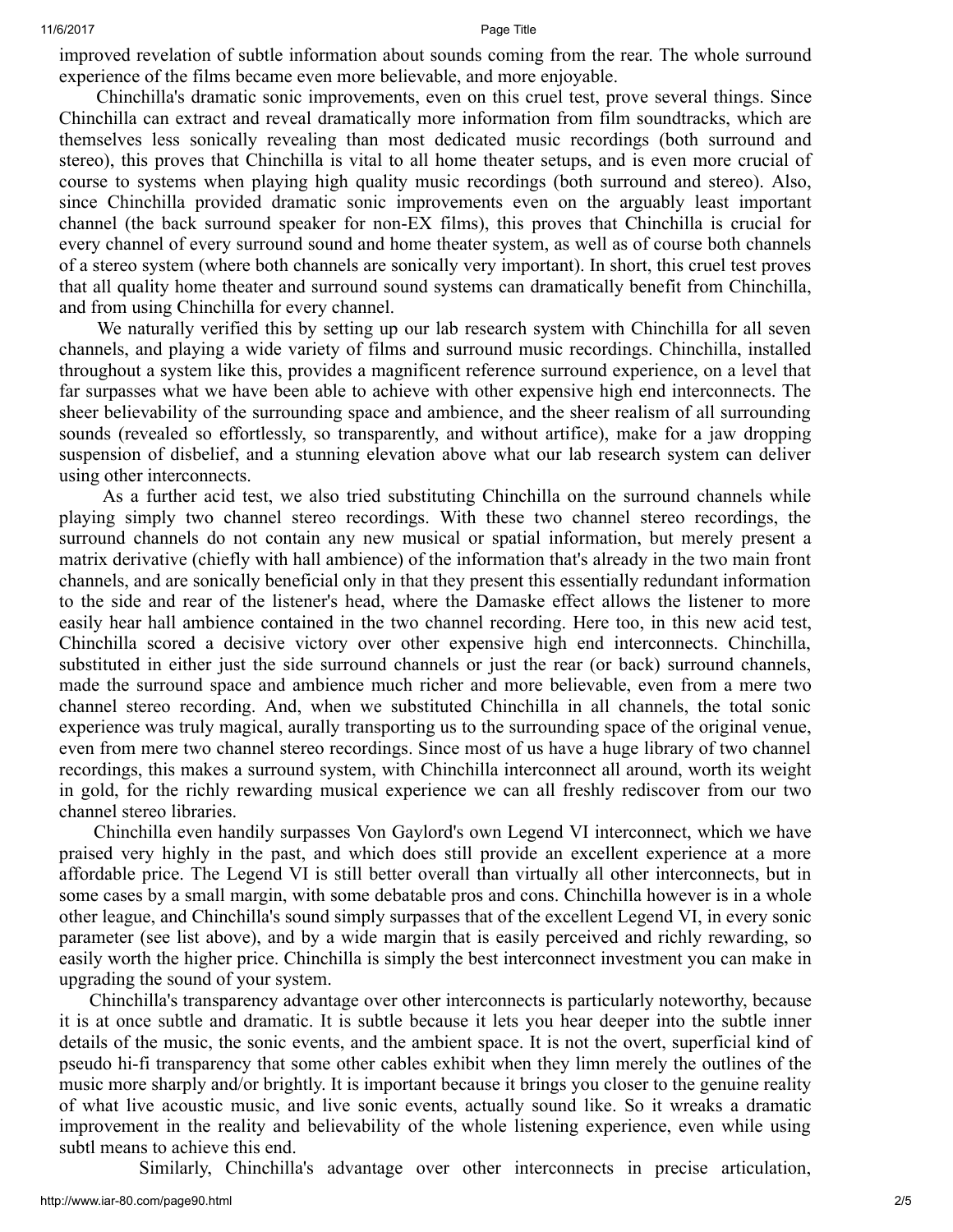improved revelation of subtle information about sounds coming from the rear. The whole surround experience of the films became even more believable, and more enjoyable.

Chinchilla's dramatic sonic improvements, even on this cruel test, prove several things. Since Chinchilla can extract and reveal dramatically more information from film soundtracks, which are themselves less sonically revealing than most dedicated music recordings (both surround and stereo), this proves that Chinchilla is vital to all home theater setups, and is even more crucial of course to systems when playing high quality music recordings (both surround and stereo). Also, since Chinchilla provided dramatic sonic improvements even on the arguably least important channel (the back surround speaker for non-EX films), this proves that Chinchilla is crucial for every channel of every surround sound and home theater system, as well as of course both channels of a stereo system (where both channels are sonically very important). In short, this cruel test proves that all quality home theater and surround sound systems can dramatically benefit from Chinchilla, and from using Chinchilla for every channel.

We naturally verified this by setting up our lab research system with Chinchilla for all seven channels, and playing a wide variety of films and surround music recordings. Chinchilla, installed throughout a system like this, provides a magnificent reference surround experience, on a level that far surpasses what we have been able to achieve with other expensive high end interconnects. The sheer believability of the surrounding space and ambience, and the sheer realism of all surrounding sounds (revealed so effortlessly, so transparently, and without artifice), make for a jaw dropping suspension of disbelief, and a stunning elevation above what our lab research system can deliver using other interconnects.

As a further acid test, we also tried substituting Chinchilla on the surround channels while playing simply two channel stereo recordings. With these two channel stereo recordings, the surround channels do not contain any new musical or spatial information, but merely present a matrix derivative (chiefly with hall ambience) of the information that's already in the two main front channels, and are sonically beneficial only in that they present this essentially redundant information to the side and rear of the listener's head, where the Damaske effect allows the listener to more easily hear hall ambience contained in the two channel recording. Here too, in this new acid test, Chinchilla scored a decisive victory over other expensive high end interconnects. Chinchilla, substituted in either just the side surround channels or just the rear (or back) surround channels, made the surround space and ambience much richer and more believable, even from a mere two channel stereo recording. And, when we substituted Chinchilla in all channels, the total sonic experience was truly magical, aurally transporting us to the surrounding space of the original venue, even from mere two channel stereo recordings. Since most of us have a huge library of two channel recordings, this makes a surround system, with Chinchilla interconnect all around, worth its weight in gold, for the richly rewarding musical experience we can all freshly rediscover from our two channel stereo libraries.

Chinchilla even handily surpasses Von Gaylord's own Legend VI interconnect, which we have praised very highly in the past, and which does still provide an excellent experience at a more affordable price. The Legend VI is still better overall than virtually all other interconnects, but in some cases by a small margin, with some debatable pros and cons. Chinchilla however is in a whole other league, and Chinchilla's sound simply surpasses that of the excellent Legend VI, in every sonic parameter (see list above), and by a wide margin that is easily perceived and richly rewarding, so easily worth the higher price. Chinchilla is simply the best interconnect investment you can make in upgrading the sound of your system.

Chinchilla's transparency advantage over other interconnects is particularly noteworthy, because it is at once subtle and dramatic. It is subtle because it lets you hear deeper into the subtle inner details of the music, the sonic events, and the ambient space. It is not the overt, superficial kind of pseudo hi-fi transparency that some other cables exhibit when they limn merely the outlines of the music more sharply and/or brightly. It is important because it brings you closer to the genuine reality of what live acoustic music, and live sonic events, actually sound like. So it wreaks a dramatic improvement in the reality and believability of the whole listening experience, even while using subtl means to achieve this end.

Similarly, Chinchilla's advantage over other interconnects in precise articulation,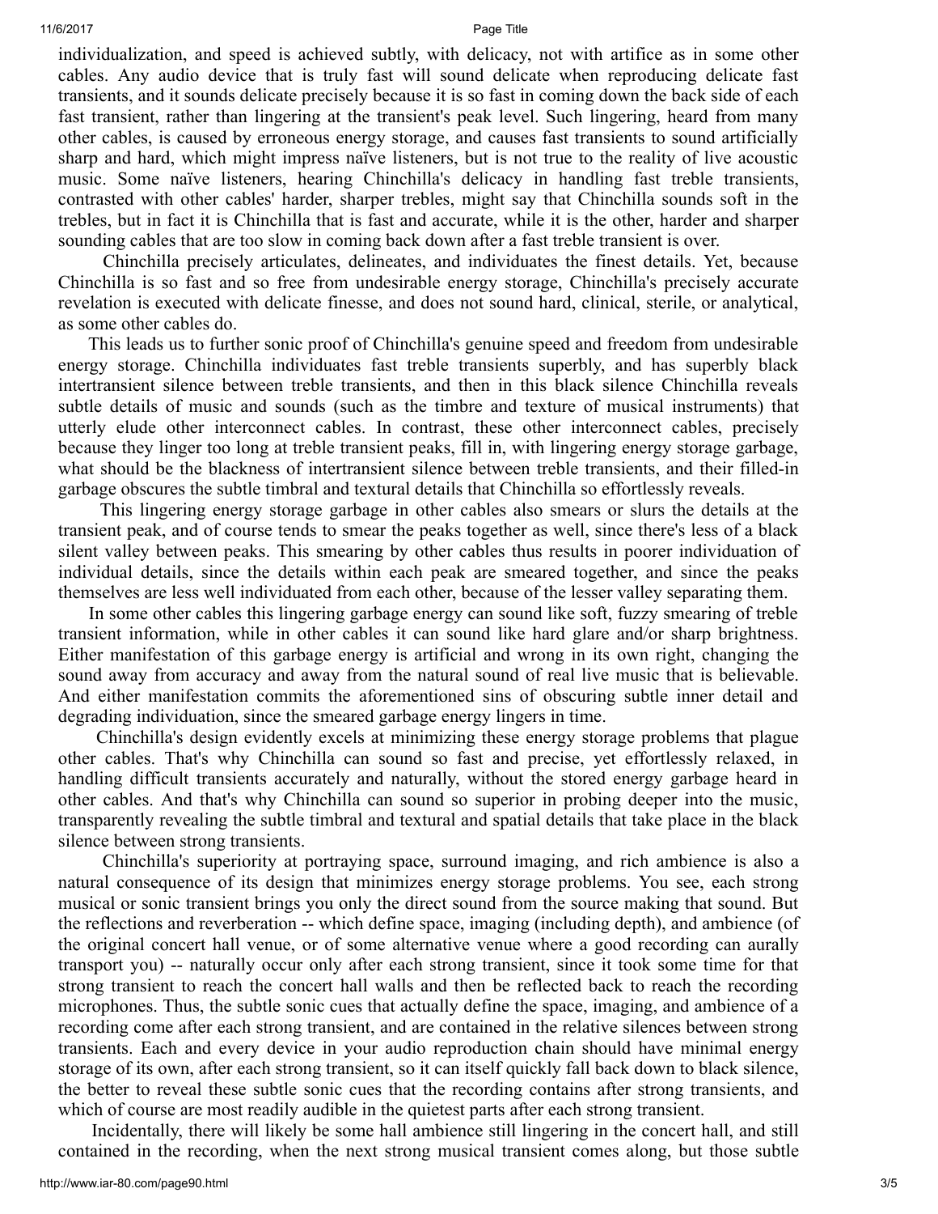individualization, and speed is achieved subtly, with delicacy, not with artifice as in some other cables. Any audio device that is truly fast will sound delicate when reproducing delicate fast transients, and it sounds delicate precisely because it is so fast in coming down the back side of each fast transient, rather than lingering at the transient's peak level. Such lingering, heard from many other cables, is caused by erroneous energy storage, and causes fast transients to sound artificially sharp and hard, which might impress naïve listeners, but is not true to the reality of live acoustic music. Some naïve listeners, hearing Chinchilla's delicacy in handling fast treble transients, contrasted with other cables' harder, sharper trebles, might say that Chinchilla sounds soft in the trebles, but in fact it is Chinchilla that is fast and accurate, while it is the other, harder and sharper sounding cables that are too slow in coming back down after a fast treble transient is over.

Chinchilla precisely articulates, delineates, and individuates the finest details. Yet, because Chinchilla is so fast and so free from undesirable energy storage, Chinchilla's precisely accurate revelation is executed with delicate finesse, and does not sound hard, clinical, sterile, or analytical, as some other cables do.

This leads us to further sonic proof of Chinchilla's genuine speed and freedom from undesirable energy storage. Chinchilla individuates fast treble transients superbly, and has superbly black intertransient silence between treble transients, and then in this black silence Chinchilla reveals subtle details of music and sounds (such as the timbre and texture of musical instruments) that utterly elude other interconnect cables. In contrast, these other interconnect cables, precisely because they linger too long at treble transient peaks, fill in, with lingering energy storage garbage, what should be the blackness of intertransient silence between treble transients, and their filled-in garbage obscures the subtle timbral and textural details that Chinchilla so effortlessly reveals.

This lingering energy storage garbage in other cables also smears or slurs the details at the transient peak, and of course tends to smear the peaks together as well, since there's less of a black silent valley between peaks. This smearing by other cables thus results in poorer individuation of individual details, since the details within each peak are smeared together, and since the peaks themselves are less well individuated from each other, because of the lesser valley separating them.

In some other cables this lingering garbage energy can sound like soft, fuzzy smearing of treble transient information, while in other cables it can sound like hard glare and/or sharp brightness. Either manifestation of this garbage energy is artificial and wrong in its own right, changing the sound away from accuracy and away from the natural sound of real live music that is believable. And either manifestation commits the aforementioned sins of obscuring subtle inner detail and degrading individuation, since the smeared garbage energy lingers in time.

Chinchilla's design evidently excels at minimizing these energy storage problems that plague other cables. That's why Chinchilla can sound so fast and precise, yet effortlessly relaxed, in handling difficult transients accurately and naturally, without the stored energy garbage heard in other cables. And that's why Chinchilla can sound so superior in probing deeper into the music, transparently revealing the subtle timbral and textural and spatial details that take place in the black silence between strong transients.

Chinchilla's superiority at portraying space, surround imaging, and rich ambience is also a natural consequence of its design that minimizes energy storage problems. You see, each strong musical or sonic transient brings you only the direct sound from the source making that sound. But the reflections and reverberation -- which define space, imaging (including depth), and ambience (of the original concert hall venue, or of some alternative venue where a good recording can aurally transport you) -- naturally occur only after each strong transient, since it took some time for that strong transient to reach the concert hall walls and then be reflected back to reach the recording microphones. Thus, the subtle sonic cues that actually define the space, imaging, and ambience of a recording come after each strong transient, and are contained in the relative silences between strong transients. Each and every device in your audio reproduction chain should have minimal energy storage of its own, after each strong transient, so it can itself quickly fall back down to black silence, the better to reveal these subtle sonic cues that the recording contains after strong transients, and which of course are most readily audible in the quietest parts after each strong transient.

Incidentally, there will likely be some hall ambience still lingering in the concert hall, and still contained in the recording, when the next strong musical transient comes along, but those subtle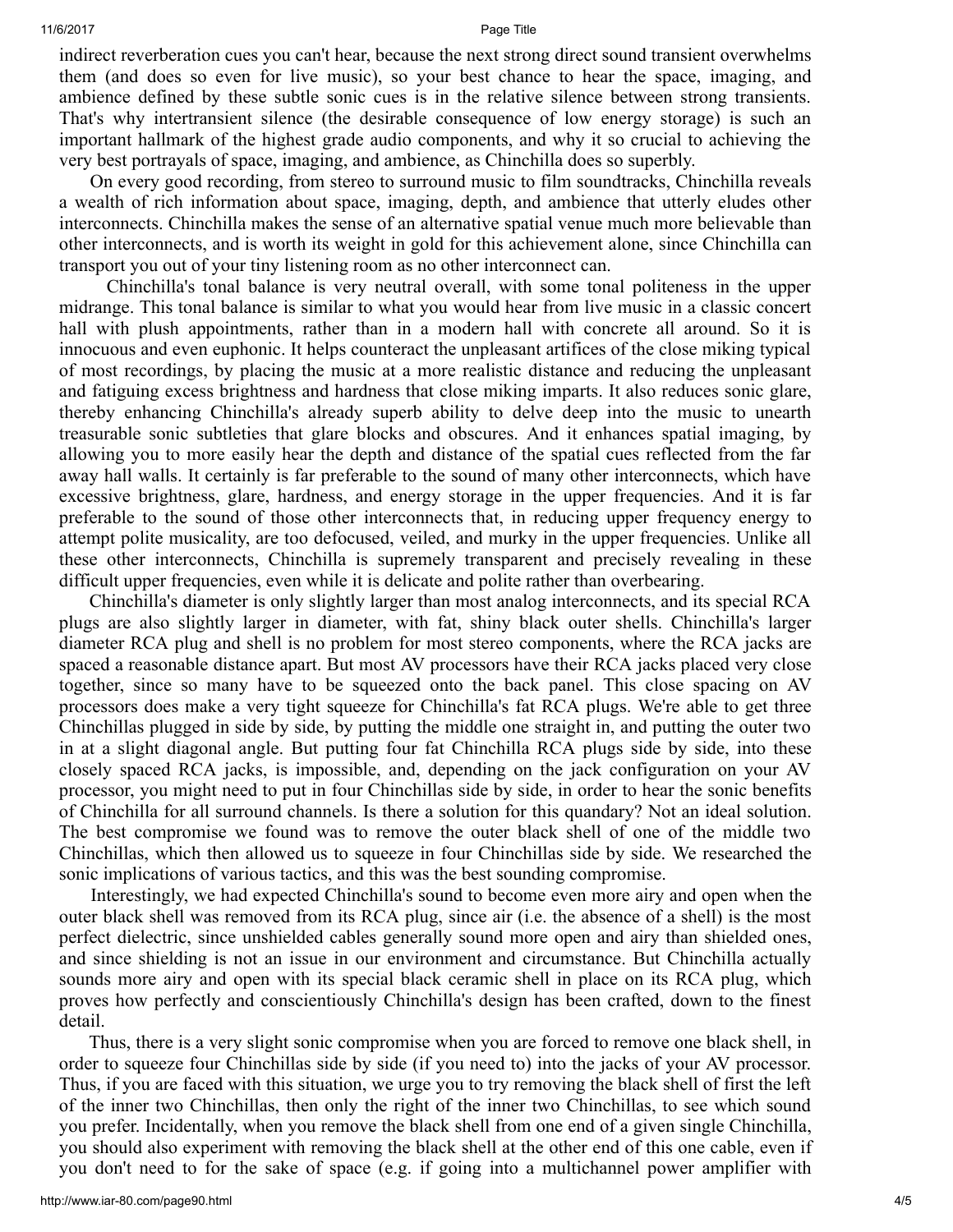indirect reverberation cues you can't hear, because the next strong direct sound transient overwhelms them (and does so even for live music), so your best chance to hear the space, imaging, and ambience defined by these subtle sonic cues is in the relative silence between strong transients. That's why intertransient silence (the desirable consequence of low energy storage) is such an important hallmark of the highest grade audio components, and why it so crucial to achieving the very best portrayals of space, imaging, and ambience, as Chinchilla does so superbly.

On every good recording, from stereo to surround music to film soundtracks, Chinchilla reveals a wealth of rich information about space, imaging, depth, and ambience that utterly eludes other interconnects. Chinchilla makes the sense of an alternative spatial venue much more believable than other interconnects, and is worth its weight in gold for this achievement alone, since Chinchilla can transport you out of your tiny listening room as no other interconnect can.

Chinchilla's tonal balance is very neutral overall, with some tonal politeness in the upper midrange. This tonal balance is similar to what you would hear from live music in a classic concert hall with plush appointments, rather than in a modern hall with concrete all around. So it is innocuous and even euphonic. It helps counteract the unpleasant artifices of the close miking typical of most recordings, by placing the music at a more realistic distance and reducing the unpleasant and fatiguing excess brightness and hardness that close miking imparts. It also reduces sonic glare, thereby enhancing Chinchilla's already superb ability to delve deep into the music to unearth treasurable sonic subtleties that glare blocks and obscures. And it enhances spatial imaging, by allowing you to more easily hear the depth and distance of the spatial cues reflected from the far away hall walls. It certainly is far preferable to the sound of many other interconnects, which have excessive brightness, glare, hardness, and energy storage in the upper frequencies. And it is far preferable to the sound of those other interconnects that, in reducing upper frequency energy to attempt polite musicality, are too defocused, veiled, and murky in the upper frequencies. Unlike all these other interconnects, Chinchilla is supremely transparent and precisely revealing in these difficult upper frequencies, even while it is delicate and polite rather than overbearing.

Chinchilla's diameter is only slightly larger than most analog interconnects, and its special RCA plugs are also slightly larger in diameter, with fat, shiny black outer shells. Chinchilla's larger diameter RCA plug and shell is no problem for most stereo components, where the RCA jacks are spaced a reasonable distance apart. But most AV processors have their RCA jacks placed very close together, since so many have to be squeezed onto the back panel. This close spacing on AV processors does make a very tight squeeze for Chinchilla's fat RCA plugs. We're able to get three Chinchillas plugged in side by side, by putting the middle one straight in, and putting the outer two in at a slight diagonal angle. But putting four fat Chinchilla RCA plugs side by side, into these closely spaced RCA jacks, is impossible, and, depending on the jack configuration on your AV processor, you might need to put in four Chinchillas side by side, in order to hear the sonic benefits of Chinchilla for all surround channels. Is there a solution for this quandary? Not an ideal solution. The best compromise we found was to remove the outer black shell of one of the middle two Chinchillas, which then allowed us to squeeze in four Chinchillas side by side. We researched the sonic implications of various tactics, and this was the best sounding compromise.

Interestingly, we had expected Chinchilla's sound to become even more airy and open when the outer black shell was removed from its RCA plug, since air (i.e. the absence of a shell) is the most perfect dielectric, since unshielded cables generally sound more open and airy than shielded ones, and since shielding is not an issue in our environment and circumstance. But Chinchilla actually sounds more airy and open with its special black ceramic shell in place on its RCA plug, which proves how perfectly and conscientiously Chinchilla's design has been crafted, down to the finest detail.

Thus, there is a very slight sonic compromise when you are forced to remove one black shell, in order to squeeze four Chinchillas side by side (if you need to) into the jacks of your AV processor. Thus, if you are faced with this situation, we urge you to try removing the black shell of first the left of the inner two Chinchillas, then only the right of the inner two Chinchillas, to see which sound you prefer. Incidentally, when you remove the black shell from one end of a given single Chinchilla, you should also experiment with removing the black shell at the other end of this one cable, even if you don't need to for the sake of space (e.g. if going into a multichannel power amplifier with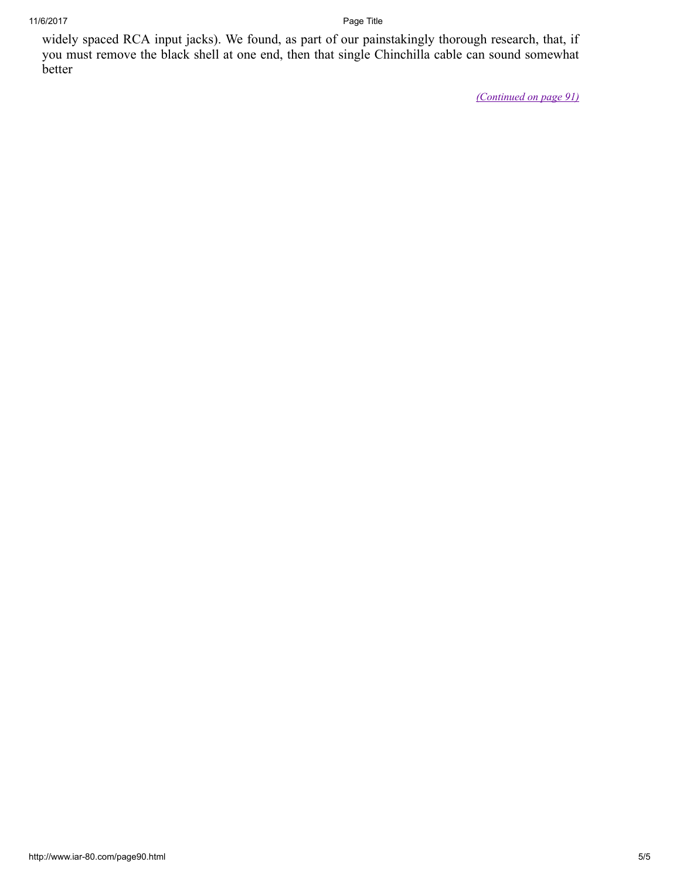widely spaced RCA input jacks). We found, as part of our painstakingly thorough research, that, if you must remove the black shell at one end, then that single Chinchilla cable can sound somewhat better

*(Continued on page 91)*